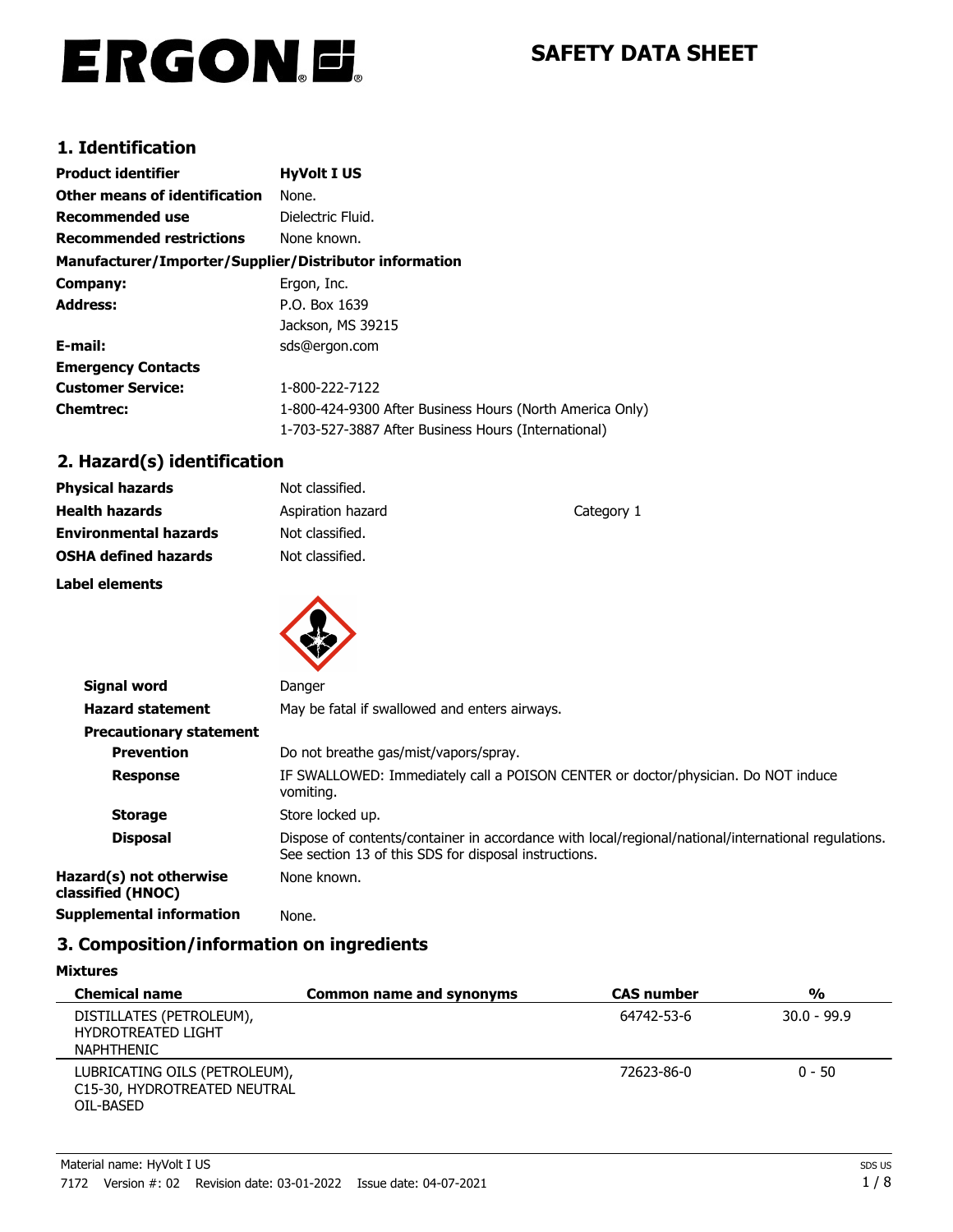# ERGON

# SAFETY DATA SHEET

## 1. Identification

| | |
|---|---|
| **Product identifier** | **HyVolt I US** |
| **Other means of identification** | None. |
| **Recommended use** | Dielectric Fluid. |
| **Recommended restrictions** | None known. |

**Manufacturer/Importer/Supplier/Distributor information**

| | |
|---|---|
| **Company:** | Ergon, Inc. |
| **Address:** | P.O. Box 1639<br>Jackson, MS 39215 |
| **E-mail:** | sds@ergon.com |
| **Emergency Contacts** | |
| **Customer Service:** | 1-800-222-7122 |
| **Chemtrec:** | 1-800-424-9300 After Business Hours (North America Only)<br>1-703-527-3887 After Business Hours (International) |

## 2. Hazard(s) identification

| | | |
|---|---|---|
| **Physical hazards** | Not classified. | |
| **Health hazards** | Aspiration hazard | Category 1 |
| **Environmental hazards** | Not classified. | |
| **OSHA defined hazards** | Not classified. | |

**Label elements**

| | |
|---|---|
| **Signal word** | Danger |
| **Hazard statement** | May be fatal if swallowed and enters airways. |
| **Precautionary statement** | |
| **Prevention** | Do not breathe gas/mist/vapors/spray. |
| **Response** | IF SWALLOWED: Immediately call a POISON CENTER or doctor/physician. Do NOT induce vomiting. |
| **Storage** | Store locked up. |
| **Disposal** | Dispose of contents/container in accordance with local/regional/national/international regulations. See section 13 of this SDS for disposal instructions. |
| **Hazard(s) not otherwise classified (HNOC)** | None known. |
| **Supplemental information** | None. |

## 3. Composition/information on ingredients

**Mixtures**

| Chemical name | Common name and synonyms | CAS number | % |
|---|---|---|---|
| DISTILLATES (PETROLEUM), HYDROTREATED LIGHT NAPHTHENIC | | 64742-53-6 | 30.0 - 99.9 |
| LUBRICATING OILS (PETROLEUM), C15-30, HYDROTREATED NEUTRAL OIL-BASED | | 72623-86-0 | 0 - 50 |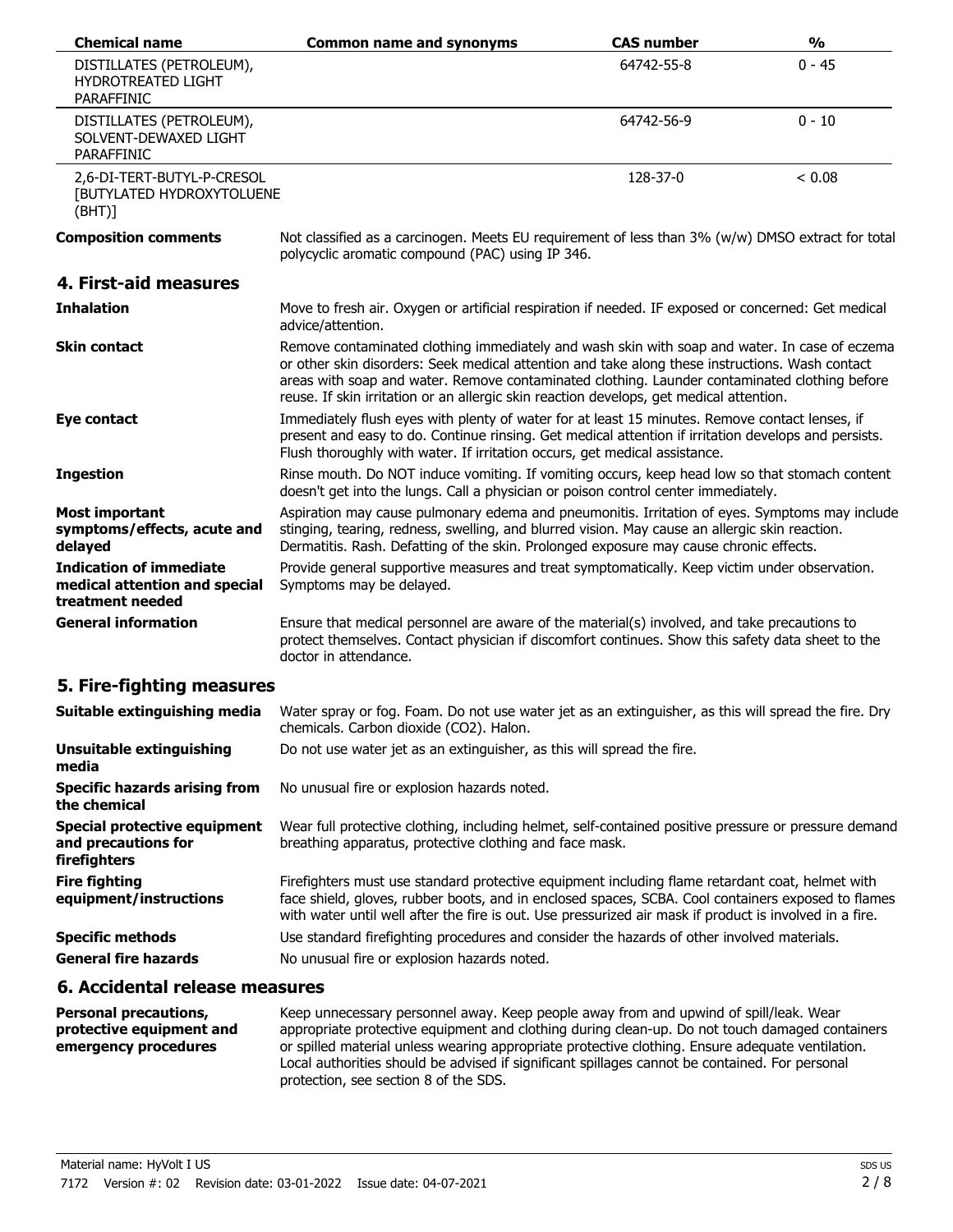| Chemical name | Common name and synonyms | CAS number | % |
|---|---|---|---|
| DISTILLATES (PETROLEUM), HYDROTREATED LIGHT PARAFFINIC | | 64742-55-8 | 0 - 45 |
| DISTILLATES (PETROLEUM), SOLVENT-DEWAXED LIGHT PARAFFINIC | | 64742-56-9 | 0 - 10 |
| 2,6-DI-TERT-BUTYL-P-CRESOL [BUTYLATED HYDROXYTOLUENE (BHT)] | | 128-37-0 | < 0.08 |

| | |
|---|---|
| **Composition comments** | Not classified as a carcinogen. Meets EU requirement of less than 3% (w/w) DMSO extract for total polycyclic aromatic compound (PAC) using IP 346. |

## 4. First-aid measures

| | |
|---|---|
| **Inhalation** | Move to fresh air. Oxygen or artificial respiration if needed. IF exposed or concerned: Get medical advice/attention. |
| **Skin contact** | Remove contaminated clothing immediately and wash skin with soap and water. In case of eczema or other skin disorders: Seek medical attention and take along these instructions. Wash contact areas with soap and water. Remove contaminated clothing. Launder contaminated clothing before reuse. If skin irritation or an allergic skin reaction develops, get medical attention. |
| **Eye contact** | Immediately flush eyes with plenty of water for at least 15 minutes. Remove contact lenses, if present and easy to do. Continue rinsing. Get medical attention if irritation develops and persists. Flush thoroughly with water. If irritation occurs, get medical assistance. |
| **Ingestion** | Rinse mouth. Do NOT induce vomiting. If vomiting occurs, keep head low so that stomach content doesn't get into the lungs. Call a physician or poison control center immediately. |
| **Most important symptoms/effects, acute and delayed** | Aspiration may cause pulmonary edema and pneumonitis. Irritation of eyes. Symptoms may include stinging, tearing, redness, swelling, and blurred vision. May cause an allergic skin reaction. Dermatitis. Rash. Defatting of the skin. Prolonged exposure may cause chronic effects. |
| **Indication of immediate medical attention and special treatment needed** | Provide general supportive measures and treat symptomatically. Keep victim under observation. Symptoms may be delayed. |
| **General information** | Ensure that medical personnel are aware of the material(s) involved, and take precautions to protect themselves. Contact physician if discomfort continues. Show this safety data sheet to the doctor in attendance. |

## 5. Fire-fighting measures

| | |
|---|---|
| **Suitable extinguishing media** | Water spray or fog. Foam. Do not use water jet as an extinguisher, as this will spread the fire. Dry chemicals. Carbon dioxide ($CO_2$). Halon. |
| **Unsuitable extinguishing media** | Do not use water jet as an extinguisher, as this will spread the fire. |
| **Specific hazards arising from the chemical** | No unusual fire or explosion hazards noted. |
| **Special protective equipment and precautions for firefighters** | Wear full protective clothing, including helmet, self-contained positive pressure or pressure demand breathing apparatus, protective clothing and face mask. |
| **Fire fighting equipment/instructions** | Firefighters must use standard protective equipment including flame retardant coat, helmet with face shield, gloves, rubber boots, and in enclosed spaces, SCBA. Cool containers exposed to flames with water until well after the fire is out. Use pressurized air mask if product is involved in a fire. |
| **Specific methods** | Use standard firefighting procedures and consider the hazards of other involved materials. |
| **General fire hazards** | No unusual fire or explosion hazards noted. |

## 6. Accidental release measures

| | |
|---|---|
| **Personal precautions, protective equipment and emergency procedures** | Keep unnecessary personnel away. Keep people away from and upwind of spill/leak. Wear appropriate protective equipment and clothing during clean-up. Do not touch damaged containers or spilled material unless wearing appropriate protective clothing. Ensure adequate ventilation. Local authorities should be advised if significant spillages cannot be contained. For personal protection, see section 8 of the SDS. |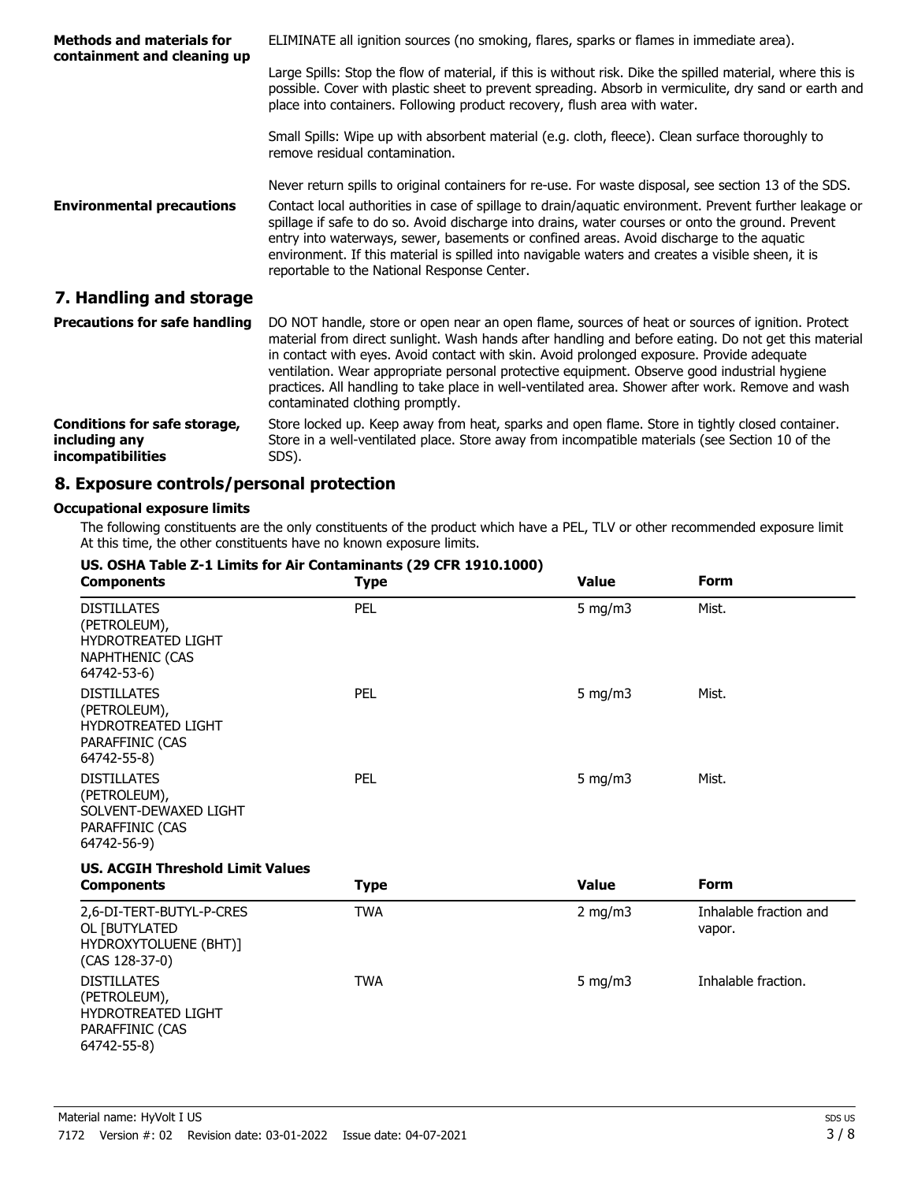**Methods and materials for containment and cleaning up**

ELIMINATE all ignition sources (no smoking, flares, sparks or flames in immediate area).

Large Spills: Stop the flow of material, if this is without risk. Dike the spilled material, where this is possible. Cover with plastic sheet to prevent spreading. Absorb in vermiculite, dry sand or earth and place into containers. Following product recovery, flush area with water.

Small Spills: Wipe up with absorbent material (e.g. cloth, fleece). Clean surface thoroughly to remove residual contamination.

Never return spills to original containers for re-use. For waste disposal, see section 13 of the SDS.

**Environmental precautions**

Contact local authorities in case of spillage to drain/aquatic environment. Prevent further leakage or spillage if safe to do so. Avoid discharge into drains, water courses or onto the ground. Prevent entry into waterways, sewer, basements or confined areas. Avoid discharge to the aquatic environment. If this material is spilled into navigable waters and creates a visible sheen, it is reportable to the National Response Center.

## 7. Handling and storage

**Precautions for safe handling**

DO NOT handle, store or open near an open flame, sources of heat or sources of ignition. Protect material from direct sunlight. Wash hands after handling and before eating. Do not get this material in contact with eyes. Avoid contact with skin. Avoid prolonged exposure. Provide adequate ventilation. Wear appropriate personal protective equipment. Observe good industrial hygiene practices. All handling to take place in well-ventilated area. Shower after work. Remove and wash contaminated clothing promptly.

**Conditions for safe storage, including any incompatibilities**

Store locked up. Keep away from heat, sparks and open flame. Store in tightly closed container. Store in a well-ventilated place. Store away from incompatible materials (see Section 10 of the SDS).

## 8. Exposure controls/personal protection

### Occupational exposure limits

The following constituents are the only constituents of the product which have a PEL, TLV or other recommended exposure limit At this time, the other constituents have no known exposure limits.

**US. OSHA Table Z-1 Limits for Air Contaminants (29 CFR 1910.1000)**

| Components | Type | Value | Form |
|---|---|---|---|
| DISTILLATES (PETROLEUM), HYDROTREATED LIGHT NAPHTHENIC (CAS 64742-53-6) | PEL | 5 mg/m3 | Mist. |
| DISTILLATES (PETROLEUM), HYDROTREATED LIGHT PARAFFINIC (CAS 64742-55-8) | PEL | 5 mg/m3 | Mist. |
| DISTILLATES (PETROLEUM), SOLVENT-DEWAXED LIGHT PARAFFINIC (CAS 64742-56-9) | PEL | 5 mg/m3 | Mist. |

**US. ACGIH Threshold Limit Values**

| Components | Type | Value | Form |
|---|---|---|---|
| 2,6-DI-TERT-BUTYL-P-CRESOL [BUTYLATED HYDROXYTOLUENE (BHT)] (CAS 128-37-0) | TWA | 2 mg/m3 | Inhalable fraction and vapor. |
| DISTILLATES (PETROLEUM), HYDROTREATED LIGHT PARAFFINIC (CAS 64742-55-8) | TWA | 5 mg/m3 | Inhalable fraction. |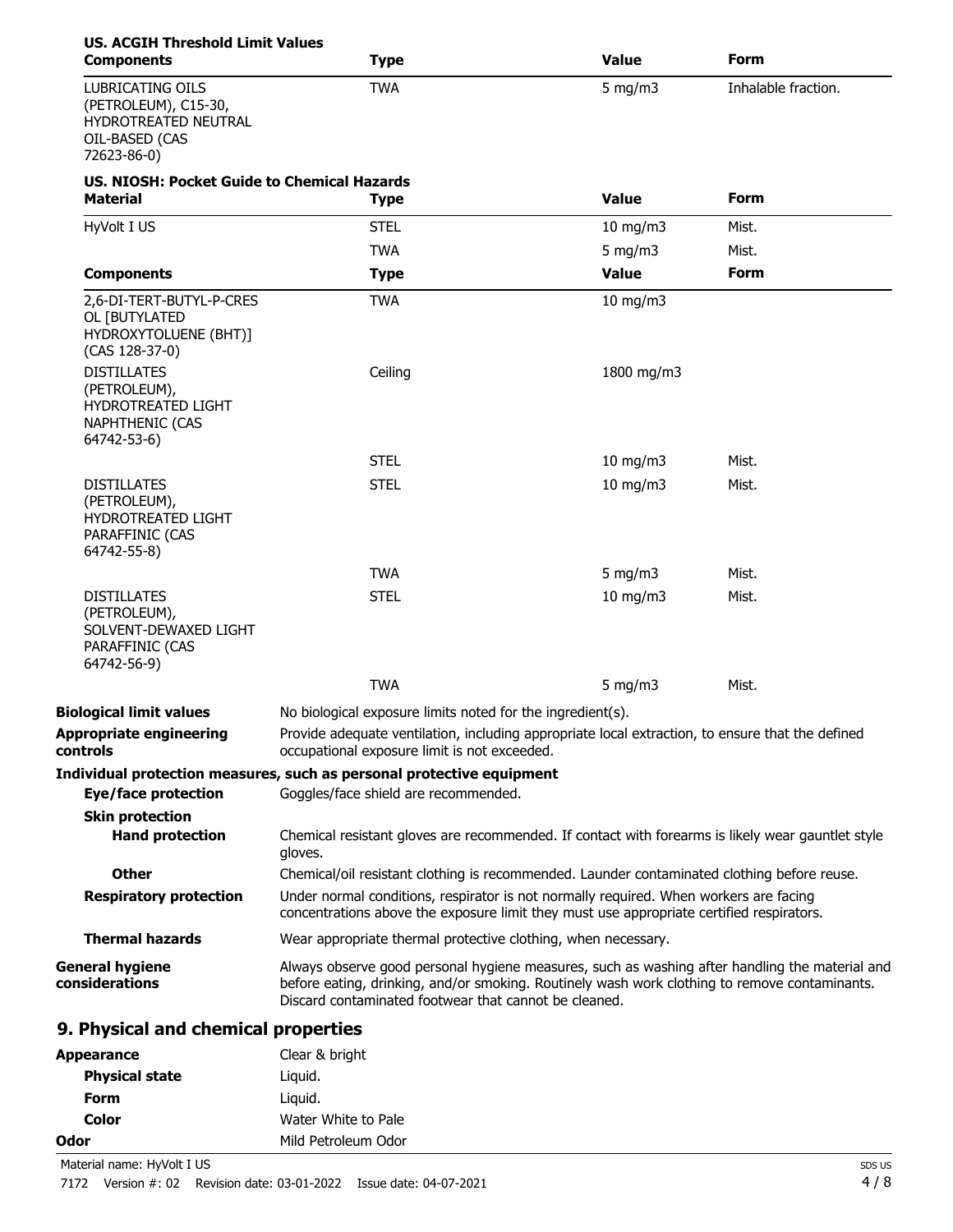**US. ACGIH Threshold Limit Values**

| Components | Type | Value | Form |
|---|---|---|---|
| LUBRICATING OILS (PETROLEUM), C15-30, HYDROTREATED NEUTRAL OIL-BASED (CAS 72623-86-0) | TWA | 5 mg/m3 | Inhalable fraction. |

**US. NIOSH: Pocket Guide to Chemical Hazards**

| Material | Type | Value | Form |
|---|---|---|---|
| HyVolt I US | STEL | 10 mg/m3 | Mist. |
| | TWA | 5 mg/m3 | Mist. |

| Components | Type | Value | Form |
|---|---|---|---|
| 2,6-DI-TERT-BUTYL-P-CRESOL [BUTYLATED HYDROXYTOLUENE (BHT)] (CAS 128-37-0) | TWA | 10 mg/m3 | |
| DISTILLATES (PETROLEUM), HYDROTREATED LIGHT NAPHTHENIC (CAS 64742-53-6) | Ceiling | 1800 mg/m3 | |
| | STEL | 10 mg/m3 | Mist. |
| DISTILLATES (PETROLEUM), HYDROTREATED LIGHT PARAFFINIC (CAS 64742-55-8) | STEL | 10 mg/m3 | Mist. |
| | TWA | 5 mg/m3 | Mist. |
| DISTILLATES (PETROLEUM), SOLVENT-DEWAXED LIGHT PARAFFINIC (CAS 64742-56-9) | STEL | 10 mg/m3 | Mist. |
| | TWA | 5 mg/m3 | Mist. |

**Biological limit values** No biological exposure limits noted for the ingredient(s).

**Appropriate engineering controls** Provide adequate ventilation, including appropriate local extraction, to ensure that the defined occupational exposure limit is not exceeded.

**Individual protection measures, such as personal protective equipment**

**Eye/face protection** Goggles/face shield are recommended.

**Skin protection**

**Hand protection** Chemical resistant gloves are recommended. If contact with forearms is likely wear gauntlet style gloves.

**Other** Chemical/oil resistant clothing is recommended. Launder contaminated clothing before reuse.

**Respiratory protection** Under normal conditions, respirator is not normally required. When workers are facing concentrations above the exposure limit they must use appropriate certified respirators.

**Thermal hazards** Wear appropriate thermal protective clothing, when necessary.

**General hygiene considerations** Always observe good personal hygiene measures, such as washing after handling the material and before eating, drinking, and/or smoking. Routinely wash work clothing to remove contaminants. Discard contaminated footwear that cannot be cleaned.

## 9. Physical and chemical properties

**Appearance** Clear & bright

**Physical state** Liquid.

**Form** Liquid.

**Color** Water White to Pale

**Odor** Mild Petroleum Odor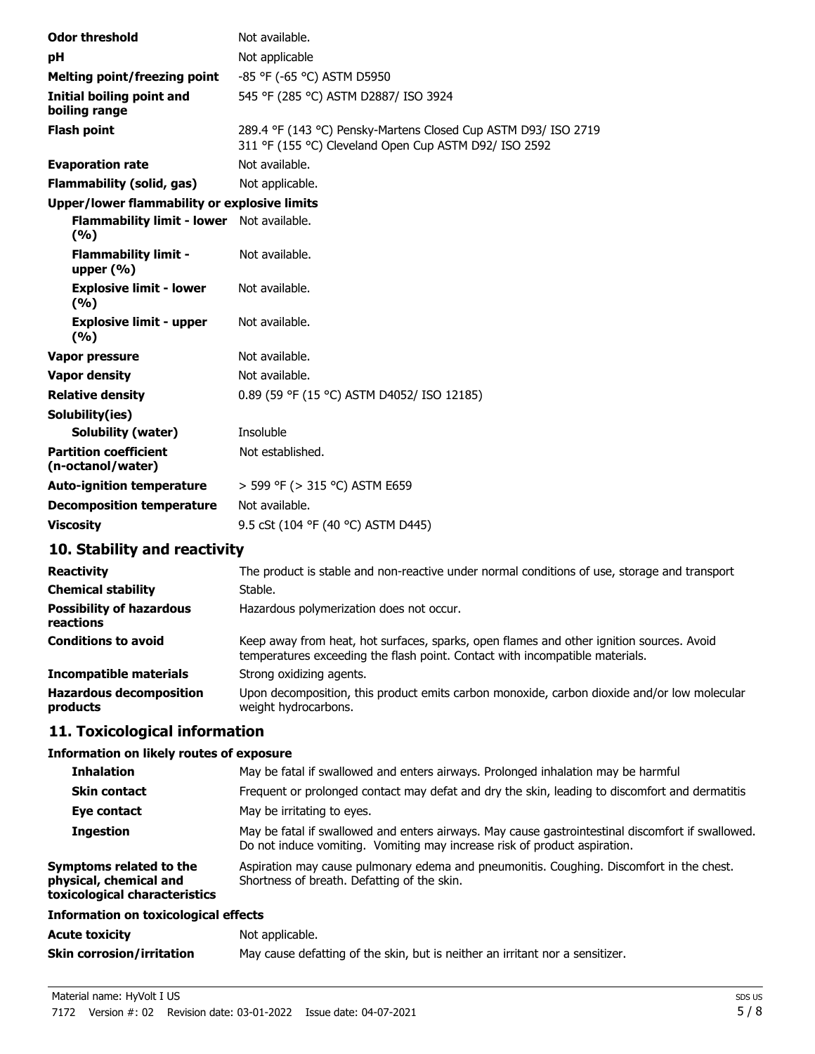| | |
|---|---|
| **Odor threshold** | Not available. |
| **pH** | Not applicable |
| **Melting point/freezing point** | -85 °F (-65 °C) ASTM D5950 |
| **Initial boiling point and boiling range** | 545 °F (285 °C) ASTM D2887/ ISO 3924 |
| **Flash point** | 289.4 °F (143 °C) Pensky-Martens Closed Cup ASTM D93/ ISO 2719<br>311 °F (155 °C) Cleveland Open Cup ASTM D92/ ISO 2592 |
| **Evaporation rate** | Not available. |
| **Flammability (solid, gas)** | Not applicable. |
| **Upper/lower flammability or explosive limits** | |
| **Flammability limit - lower (%)** | Not available. |
| **Flammability limit - upper (%)** | Not available. |
| **Explosive limit - lower (%)** | Not available. |
| **Explosive limit - upper (%)** | Not available. |
| **Vapor pressure** | Not available. |
| **Vapor density** | Not available. |
| **Relative density** | 0.89 (59 °F (15 °C) ASTM D4052/ ISO 12185) |
| **Solubility(ies)** | |
| **Solubility (water)** | Insoluble |
| **Partition coefficient (n-octanol/water)** | Not established. |
| **Auto-ignition temperature** | > 599 °F (> 315 °C) ASTM E659 |
| **Decomposition temperature** | Not available. |
| **Viscosity** | 9.5 cSt (104 °F (40 °C) ASTM D445) |

## 10. Stability and reactivity

| | |
|---|---|
| **Reactivity** | The product is stable and non-reactive under normal conditions of use, storage and transport |
| **Chemical stability** | Stable. |
| **Possibility of hazardous reactions** | Hazardous polymerization does not occur. |
| **Conditions to avoid** | Keep away from heat, hot surfaces, sparks, open flames and other ignition sources. Avoid temperatures exceeding the flash point. Contact with incompatible materials. |
| **Incompatible materials** | Strong oxidizing agents. |
| **Hazardous decomposition products** | Upon decomposition, this product emits carbon monoxide, carbon dioxide and/or low molecular weight hydrocarbons. |

## 11. Toxicological information

**Information on likely routes of exposure**

| | |
|---|---|
| **Inhalation** | May be fatal if swallowed and enters airways. Prolonged inhalation may be harmful |
| **Skin contact** | Frequent or prolonged contact may defat and dry the skin, leading to discomfort and dermatitis |
| **Eye contact** | May be irritating to eyes. |
| **Ingestion** | May be fatal if swallowed and enters airways. May cause gastrointestinal discomfort if swallowed. Do not induce vomiting. Vomiting may increase risk of product aspiration. |
| **Symptoms related to the physical, chemical and toxicological characteristics** | Aspiration may cause pulmonary edema and pneumonitis. Coughing. Discomfort in the chest. Shortness of breath. Defatting of the skin. |

**Information on toxicological effects**

| | |
|---|---|
| **Acute toxicity** | Not applicable. |
| **Skin corrosion/irritation** | May cause defatting of the skin, but is neither an irritant nor a sensitizer. |

Material name: HyVolt I US

7172 Version #: 02 Revision date: 03-01-2022 Issue date: 04-07-2021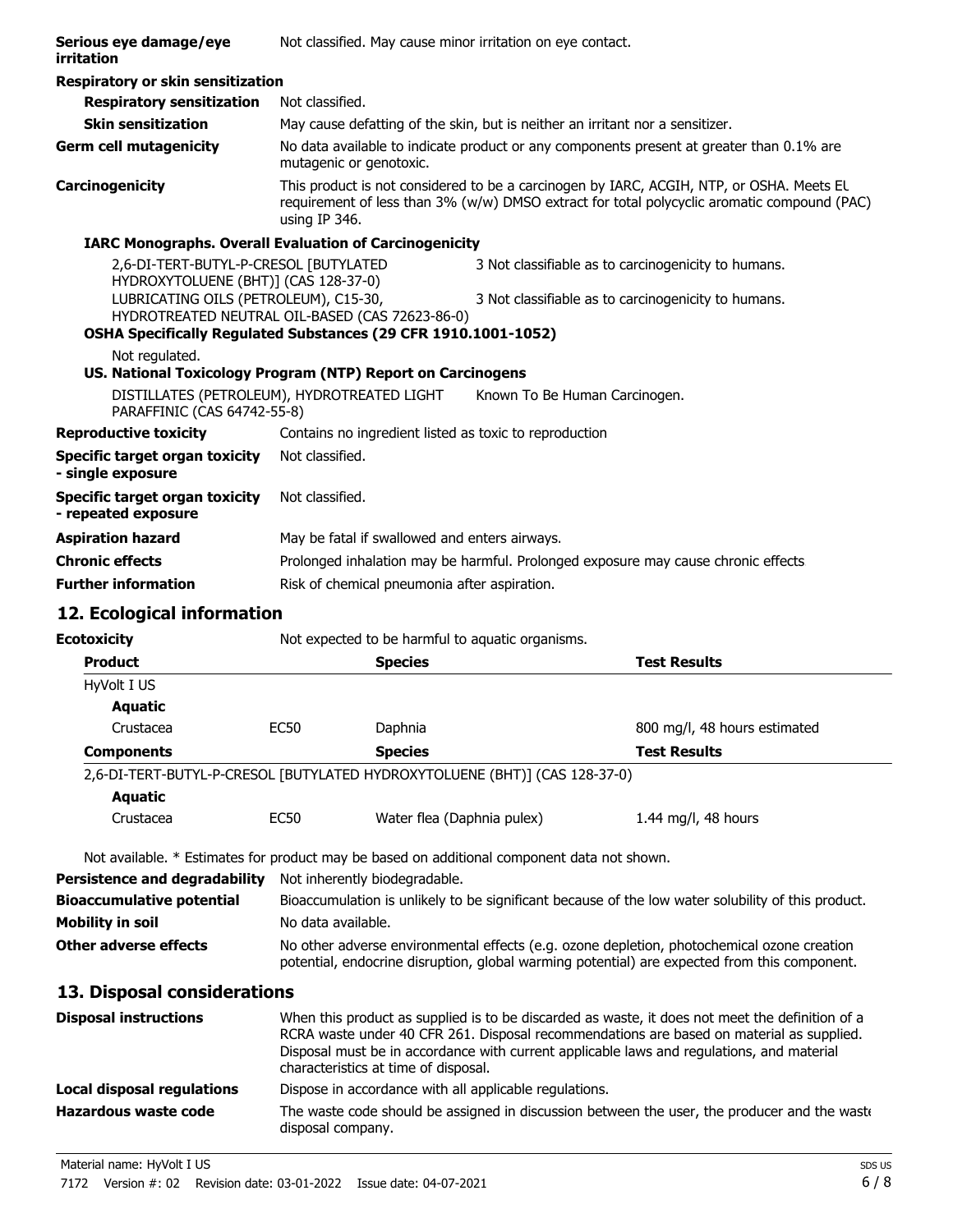| | |
|---|---|
| **Serious eye damage/eye irritation** | Not classified. May cause minor irritation on eye contact. |

**Respiratory or skin sensitization**

| | |
|---|---|
| **Respiratory sensitization** | Not classified. |
| **Skin sensitization** | May cause defatting of the skin, but is neither an irritant nor a sensitizer. |
| **Germ cell mutagenicity** | No data available to indicate product or any components present at greater than 0.1% are mutagenic or genotoxic. |
| **Carcinogenicity** | This product is not considered to be a carcinogen by IARC, ACGIH, NTP, or OSHA. Meets EU requirement of less than 3% (w/w) DMSO extract for total polycyclic aromatic compound (PAC) using IP 346. |

**IARC Monographs. Overall Evaluation of Carcinogenicity**

| | |
|---|---|
| 2,6-DI-TERT-BUTYL-P-CRESOL [BUTYLATED HYDROXYTOLUENE (BHT)] (CAS 128-37-0) | 3 Not classifiable as to carcinogenicity to humans. |
| LUBRICATING OILS (PETROLEUM), C15-30, HYDROTREATED NEUTRAL OIL-BASED (CAS 72623-86-0) | 3 Not classifiable as to carcinogenicity to humans. |

**OSHA Specifically Regulated Substances (29 CFR 1910.1001-1052)**

Not regulated.

**US. National Toxicology Program (NTP) Report on Carcinogens**

| | |
|---|---|
| DISTILLATES (PETROLEUM), HYDROTREATED LIGHT PARAFFINIC (CAS 64742-55-8) | Known To Be Human Carcinogen. |

| | |
|---|---|
| **Reproductive toxicity** | Contains no ingredient listed as toxic to reproduction |
| **Specific target organ toxicity - single exposure** | Not classified. |
| **Specific target organ toxicity - repeated exposure** | Not classified. |
| **Aspiration hazard** | May be fatal if swallowed and enters airways. |
| **Chronic effects** | Prolonged inhalation may be harmful. Prolonged exposure may cause chronic effects |
| **Further information** | Risk of chemical pneumonia after aspiration. |

## 12. Ecological information

**Ecotoxicity** Not expected to be harmful to aquatic organisms.

| **Product** | | **Species** | **Test Results** |
|---|---|---|---|
| HyVolt I US | | | |
| **Aquatic** | | | |
| Crustacea | EC50 | Daphnia | 800 mg/l, 48 hours estimated |
| **Components** | | **Species** | **Test Results** |
| 2,6-DI-TERT-BUTYL-P-CRESOL [BUTYLATED HYDROXYTOLUENE (BHT)] (CAS 128-37-0) | | | |
| **Aquatic** | | | |
| Crustacea | EC50 | Water flea (Daphnia pulex) | 1.44 mg/l, 48 hours |

Not available. * Estimates for product may be based on additional component data not shown.

| | |
|---|---|
| **Persistence and degradability** | Not inherently biodegradable. |
| **Bioaccumulative potential** | Bioaccumulation is unlikely to be significant because of the low water solubility of this product. |
| **Mobility in soil** | No data available. |
| **Other adverse effects** | No other adverse environmental effects (e.g. ozone depletion, photochemical ozone creation potential, endocrine disruption, global warming potential) are expected from this component. |

## 13. Disposal considerations

| | |
|---|---|
| **Disposal instructions** | When this product as supplied is to be discarded as waste, it does not meet the definition of a RCRA waste under 40 CFR 261. Disposal recommendations are based on material as supplied. Disposal must be in accordance with current applicable laws and regulations, and material characteristics at time of disposal. |
| **Local disposal regulations** | Dispose in accordance with all applicable regulations. |
| **Hazardous waste code** | The waste code should be assigned in discussion between the user, the producer and the waste disposal company. |

Material name: HyVolt I US

7172 Version #: 02 Revision date: 03-01-2022 Issue date: 04-07-2021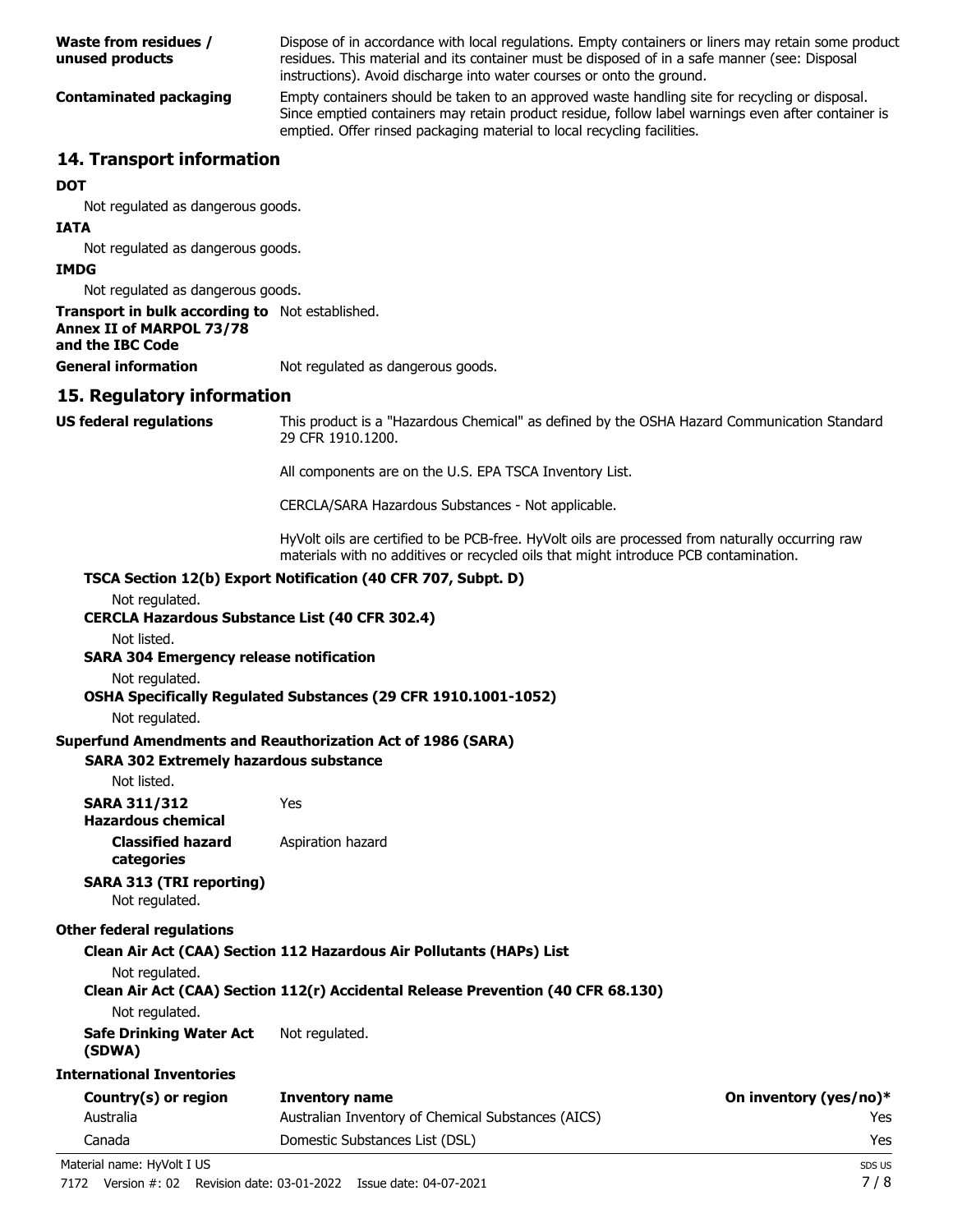**Waste from residues / unused products** Dispose of in accordance with local regulations. Empty containers or liners may retain some product residues. This material and its container must be disposed of in a safe manner (see: Disposal instructions). Avoid discharge into water courses or onto the ground.

**Contaminated packaging** Empty containers should be taken to an approved waste handling site for recycling or disposal. Since emptied containers may retain product residue, follow label warnings even after container is emptied. Offer rinsed packaging material to local recycling facilities.

## 14. Transport information

**DOT**

Not regulated as dangerous goods.

**IATA**

Not regulated as dangerous goods.

**IMDG**

Not regulated as dangerous goods.

**Transport in bulk according to Annex II of MARPOL 73/78 and the IBC Code** Not established.

**General information** Not regulated as dangerous goods.

## 15. Regulatory information

**US federal regulations** This product is a "Hazardous Chemical" as defined by the OSHA Hazard Communication Standard 29 CFR 1910.1200.

All components are on the U.S. EPA TSCA Inventory List.

CERCLA/SARA Hazardous Substances - Not applicable.

HyVolt oils are certified to be PCB-free. HyVolt oils are processed from naturally occurring raw materials with no additives or recycled oils that might introduce PCB contamination.

**TSCA Section 12(b) Export Notification (40 CFR 707, Subpt. D)**

Not regulated.

**CERCLA Hazardous Substance List (40 CFR 302.4)**

Not listed.

**SARA 304 Emergency release notification**

Not regulated.

**OSHA Specifically Regulated Substances (29 CFR 1910.1001-1052)**

Not regulated.

**Superfund Amendments and Reauthorization Act of 1986 (SARA)**

**SARA 302 Extremely hazardous substance**

Not listed.

**SARA 311/312 Hazardous chemical** Yes

**Classified hazard categories** Aspiration hazard

**SARA 313 (TRI reporting)**

Not regulated.

**Other federal regulations**

**Clean Air Act (CAA) Section 112 Hazardous Air Pollutants (HAPs) List**

Not regulated.

**Clean Air Act (CAA) Section 112(r) Accidental Release Prevention (40 CFR 68.130)**

Not regulated.

**Safe Drinking Water Act (SDWA)** Not regulated.

**International Inventories**

| Country(s) or region | Inventory name | On inventory (yes/no)* |
|---|---|---|
| Australia | Australian Inventory of Chemical Substances (AICS) | Yes |
| Canada | Domestic Substances List (DSL) | Yes |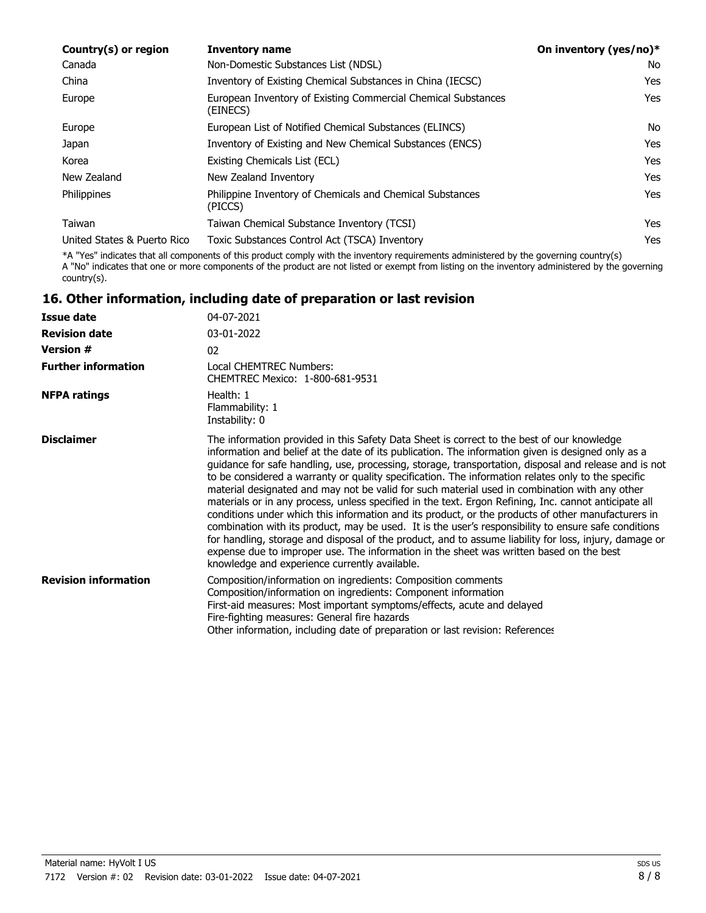| Country(s) or region | Inventory name | On inventory (yes/no)* |
| --- | --- | --- |
| Canada | Non-Domestic Substances List (NDSL) | No |
| China | Inventory of Existing Chemical Substances in China (IECSC) | Yes |
| Europe | European Inventory of Existing Commercial Chemical Substances (EINECS) | Yes |
| Europe | European List of Notified Chemical Substances (ELINCS) | No |
| Japan | Inventory of Existing and New Chemical Substances (ENCS) | Yes |
| Korea | Existing Chemicals List (ECL) | Yes |
| New Zealand | New Zealand Inventory | Yes |
| Philippines | Philippine Inventory of Chemicals and Chemical Substances (PICCS) | Yes |
| Taiwan | Taiwan Chemical Substance Inventory (TCSI) | Yes |
| United States & Puerto Rico | Toxic Substances Control Act (TSCA) Inventory | Yes |

*A "Yes" indicates that all components of this product comply with the inventory requirements administered by the governing country(s)
A "No" indicates that one or more components of the product are not listed or exempt from listing on the inventory administered by the governing country(s).

## 16. Other information, including date of preparation or last revision

**Issue date** 04-07-2021

**Revision date** 03-01-2022

**Version #** 02

**Further information** Local CHEMTREC Numbers:
CHEMTREC Mexico: 1-800-681-9531

**NFPA ratings** Health: 1
Flammability: 1
Instability: 0

**Disclaimer** The information provided in this Safety Data Sheet is correct to the best of our knowledge information and belief at the date of its publication. The information given is designed only as a guidance for safe handling, use, processing, storage, transportation, disposal and release and is not to be considered a warranty or quality specification. The information relates only to the specific material designated and may not be valid for such material used in combination with any other materials or in any process, unless specified in the text. Ergon Refining, Inc. cannot anticipate all conditions under which this information and its product, or the products of other manufacturers in combination with its product, may be used. It is the user's responsibility to ensure safe conditions for handling, storage and disposal of the product, and to assume liability for loss, injury, damage or expense due to improper use. The information in the sheet was written based on the best knowledge and experience currently available.

**Revision information** Composition/information on ingredients: Composition comments
Composition/information on ingredients: Component information
First-aid measures: Most important symptoms/effects, acute and delayed
Fire-fighting measures: General fire hazards
Other information, including date of preparation or last revision: References